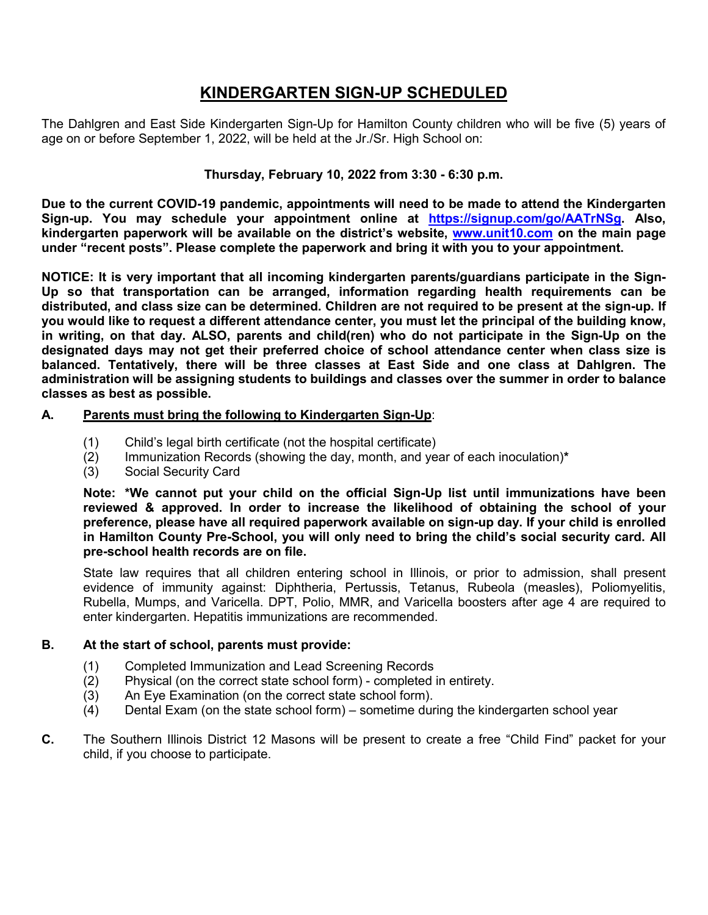# KINDERGARTEN SIGN-UP SCHEDULED

The Dahlgren and East Side Kindergarten Sign-Up for Hamilton County children who will be five (5) years of age on or before September 1, 2022, will be held at the Jr./Sr. High School on:

**Thursday, February 10, 2022 from 3:30 - 6:30 p.m.**

**Due to the current COVID-19 pandemic, appointments will need to be made to attend the Kindergarten Sign-up. You may schedule your appointment online at [https://signup.com/go/AATrNSg](https://signup.com/go/AATrNSg). Also, kindergarten paperwork will be available on the district's website, [www.unit10.com](www.unit10.com) on the main page under "recent posts". Please complete the paperwork and bring it with you to your appointment.**

**NOTICE: It is very important that all incoming kindergarten parents/guardians participate in the Sign-Up so that transportation can be arranged, information regarding health requirements can be distributed, and class size can be determined. Children are not required to be present at the sign-up. If you would like to request a different attendance center, you must let the principal of the building know, in writing, on that day. ALSO, parents and child(ren) who do not participate in the Sign-Up on the designated days may not get their preferred choice of school attendance center when class size is balanced. Tentatively, there will be three classes at East Side and one class at Dahlgren. The administration will be assigning students to buildings and classes over the summer in order to balance classes as best as possible.**

**A. Parents must bring the following to Kindergarten Sign-Up:**

(1) Child's legal birth certificate (not the hospital certificate)
(2) Immunization Records (showing the day, month, and year of each inoculation)**\***
(3) Social Security Card

**Note: \*We cannot put your child on the official Sign-Up list until immunizations have been reviewed & approved. In order to increase the likelihood of obtaining the school of your preference, please have all required paperwork available on sign-up day. If your child is enrolled in Hamilton County Pre-School, you will only need to bring the child's social security card. All pre-school health records are on file.**

State law requires that all children entering school in Illinois, or prior to admission, shall present evidence of immunity against: Diphtheria, Pertussis, Tetanus, Rubeola (measles), Poliomyelitis, Rubella, Mumps, and Varicella. DPT, Polio, MMR, and Varicella boosters after age 4 are required to enter kindergarten. Hepatitis immunizations are recommended.

**B. At the start of school, parents must provide:**

(1) Completed Immunization and Lead Screening Records
(2) Physical (on the correct state school form) - completed in entirety.
(3) An Eye Examination (on the correct state school form).
(4) Dental Exam (on the state school form) – sometime during the kindergarten school year

**C.** The Southern Illinois District 12 Masons will be present to create a free "Child Find" packet for your child, if you choose to participate.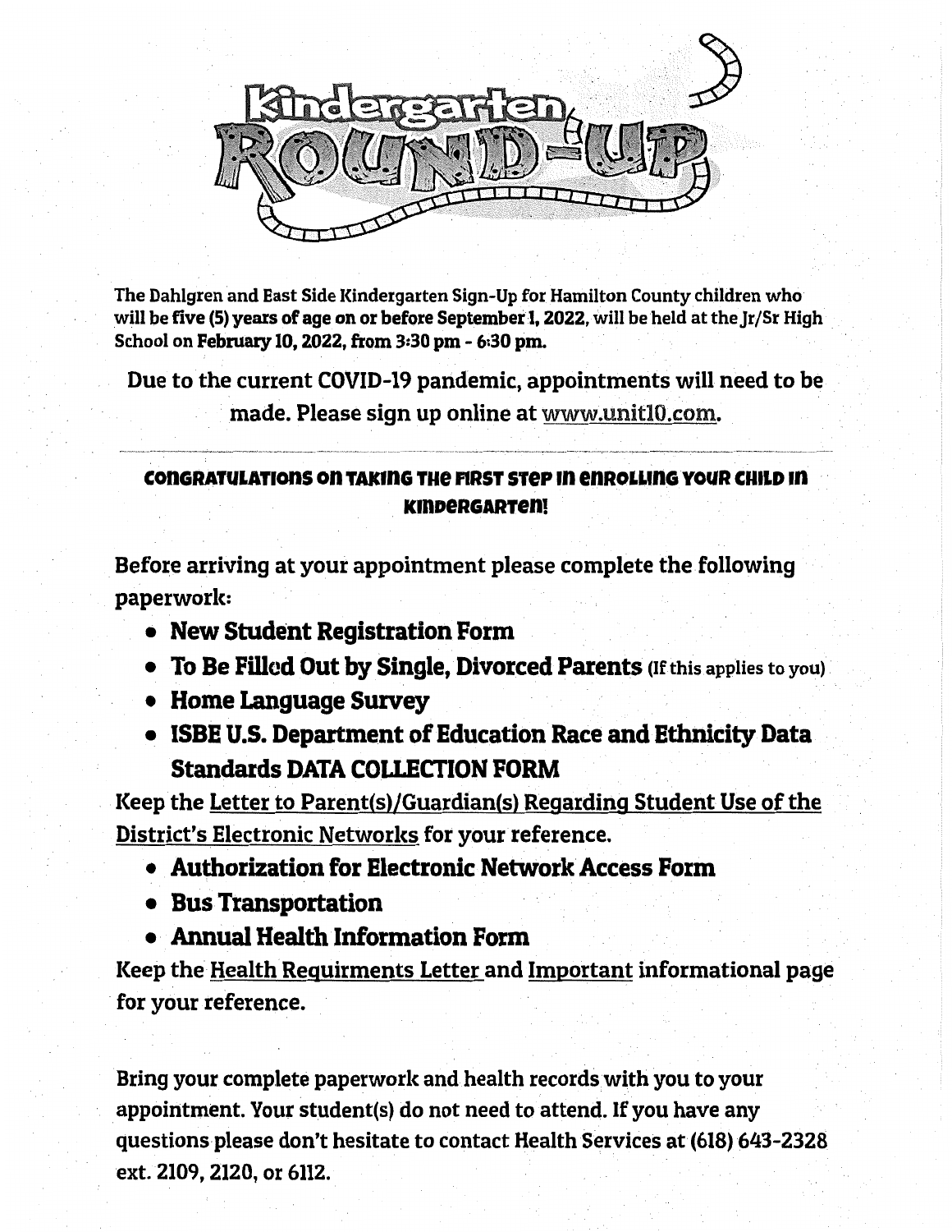# Kindergarten ROUND-UP

The Dahlgren and East Side Kindergarten Sign-Up for Hamilton County children who will be **five (5) years of age on or before September 1, 2022**, will be held at the Jr/Sr High School on **February 10, 2022, from 3:30 pm - 6:30 pm.**

Due to the current COVID-19 pandemic, appointments will need to be made. Please sign up online at www.unit10.com.

---

**CONGRATULATIONS ON TAKING THE FIRST STEP IN ENROLLING YOUR CHILD IN KINDERGARTEN!**

Before arriving at your appointment please complete the following paperwork:

- **New Student Registration Form**
- **To Be Filled Out by Single, Divorced Parents** (If this applies to you)
- **Home Language Survey**
- **ISBE U.S. Department of Education Race and Ethnicity Data Standards DATA COLLECTION FORM**

Keep the Letter to Parent(s)/Guardian(s) Regarding Student Use of the District's Electronic Networks for your reference.

- **Authorization for Electronic Network Access Form**
- **Bus Transportation**
- **Annual Health Information Form**

Keep the Health Requirments Letter and Important informational page for your reference.

Bring your complete paperwork and health records with you to your appointment. Your student(s) do not need to attend. If you have any questions please don't hesitate to contact Health Services at (618) 643-2328 ext. 2109, 2120, or 6112.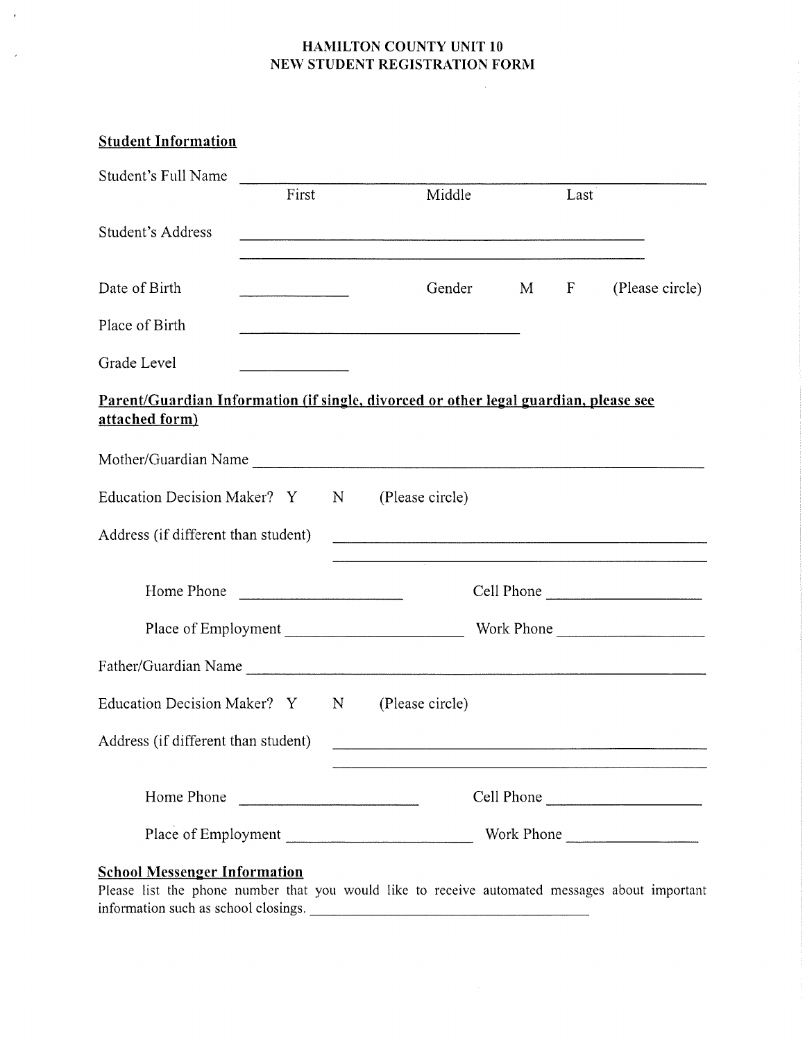# HAMILTON COUNTY UNIT 10
# NEW STUDENT REGISTRATION FORM

## Student Information

Student's Full Name ______________________________________________
First Middle Last

Student's Address ______________________________________________
______________________________________________

Date of Birth ____________ Gender M F (Please circle)

Place of Birth ______________________________

Grade Level ____________

## Parent/Guardian Information (if single, divorced or other legal guardian, please see attached form)

Mother/Guardian Name ______________________________________________

Education Decision Maker? Y N (Please circle)

Address (if different than student) ______________________________________
______________________________________

Home Phone ____________________ Cell Phone ____________________

Place of Employment ____________________ Work Phone ____________________

Father/Guardian Name ______________________________________________

Education Decision Maker? Y N (Please circle)

Address (if different than student) ______________________________________
______________________________________

Home Phone ____________________ Cell Phone ____________________

Place of Employment ____________________ Work Phone ____________________

## School Messenger Information

Please list the phone number that you would like to receive automated messages about important information such as school closings. ______________________________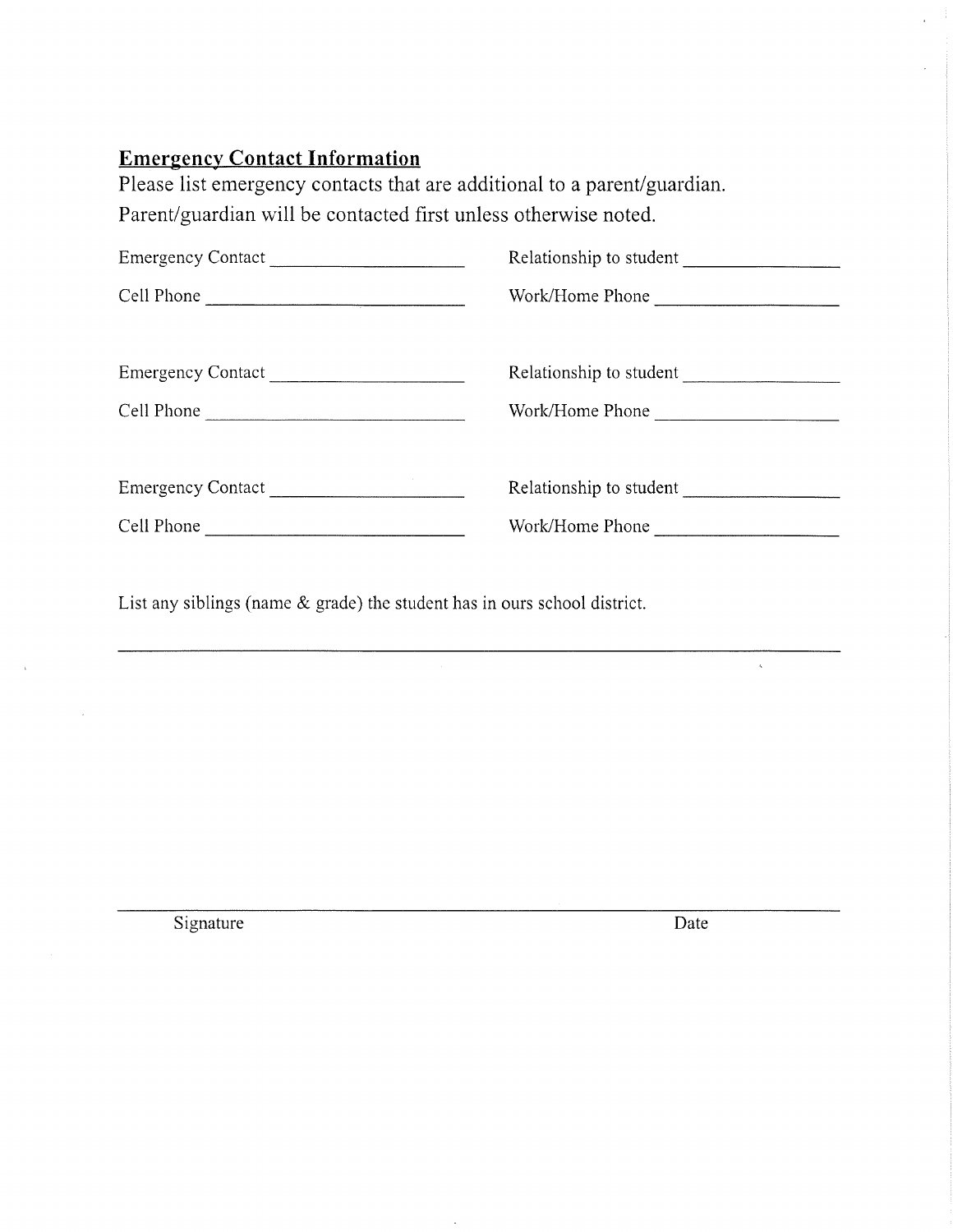## Emergency Contact Information

Please list emergency contacts that are additional to a parent/guardian.
Parent/guardian will be contacted first unless otherwise noted.

Emergency Contact ____________________ Relationship to student ________________

Cell Phone ____________________________ Work/Home Phone ___________________

Emergency Contact ____________________ Relationship to student ________________

Cell Phone ____________________________ Work/Home Phone ___________________

Emergency Contact ____________________ Relationship to student ________________

Cell Phone ____________________________ Work/Home Phone ___________________

List any siblings (name & grade) the student has in ours school district.

______________________________________________________________________________

______________________________________________________________________________

Signature                                                                                    Date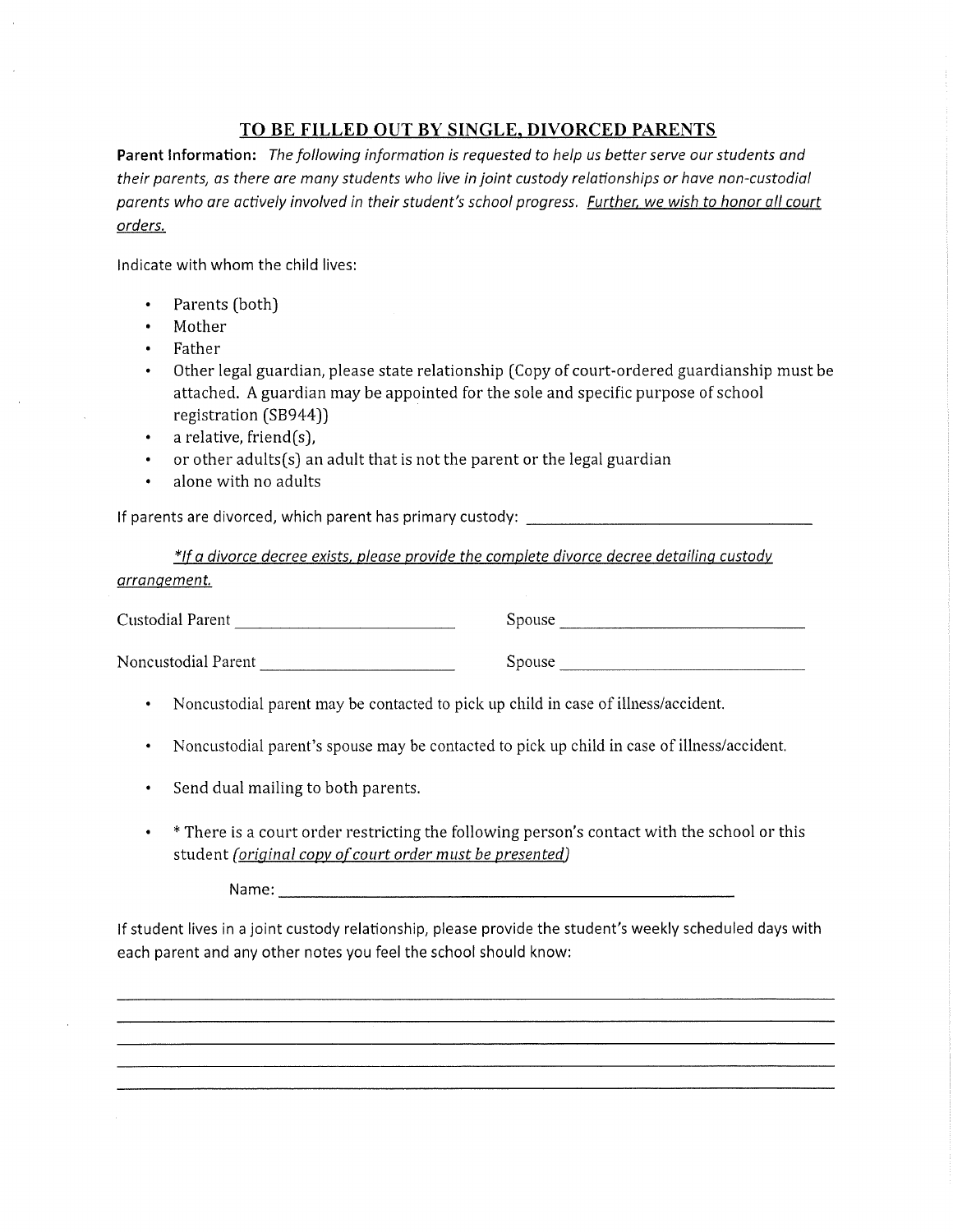## <u>TO BE FILLED OUT BY SINGLE, DIVORCED PARENTS</u>

**Parent Information:** *The following information is requested to help us better serve our students and their parents, as there are many students who live in joint custody relationships or have non-custodial parents who are actively involved in their student's school progress. <u>Further, we wish to honor all court orders.</u>*

Indicate with whom the child lives:

- Parents (both)
- Mother
- Father
- Other legal guardian, please state relationship (Copy of court-ordered guardianship must be attached. A guardian may be appointed for the sole and specific purpose of school registration (SB944))
- a relative, friend(s),
- or other adults(s) an adult that is not the parent or the legal guardian
- alone with no adults

If parents are divorced, which parent has primary custody: ______________________________

*<u>*If a divorce decree exists, please provide the complete divorce decree detailing custody arrangement.</u>*

Custodial Parent ________________________ Spouse ____________________________

Noncustodial Parent ______________________ Spouse ____________________________

- Noncustodial parent may be contacted to pick up child in case of illness/accident.
- Noncustodial parent's spouse may be contacted to pick up child in case of illness/accident.
- Send dual mailing to both parents.
- * There is a court order restricting the following person's contact with the school or this student *<u>(original copy of court order must be presented)</u>*

  Name: ________________________________________________

If student lives in a joint custody relationship, please provide the student's weekly scheduled days with each parent and any other notes you feel the school should know:

______________________________________________________________________________

______________________________________________________________________________

______________________________________________________________________________

______________________________________________________________________________

______________________________________________________________________________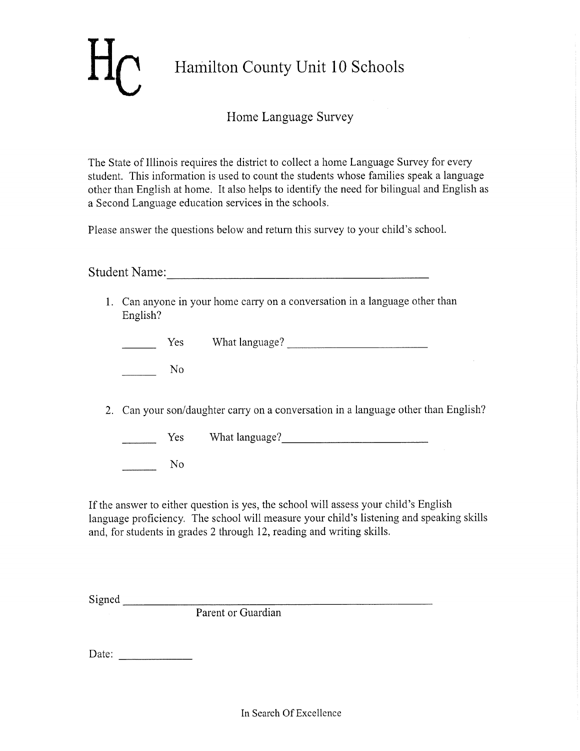# HC Hamilton County Unit 10 Schools

## Home Language Survey

The State of Illinois requires the district to collect a home Language Survey for every student. This information is used to count the students whose families speak a language other than English at home. It also helps to identify the need for bilingual and English as a Second Language education services in the schools.

Please answer the questions below and return this survey to your child's school.

Student Name: ___________________________________________

1. Can anyone in your home carry on a conversation in a language other than English?

   ______ Yes What language? ___________________________

   ______ No

2. Can your son/daughter carry on a conversation in a language other than English?

   ______ Yes What language? ___________________________

   ______ No

If the answer to either question is yes, the school will assess your child's English language proficiency. The school will measure your child's listening and speaking skills and, for students in grades 2 through 12, reading and writing skills.

Signed ___________________________________________________
Parent or Guardian

Date: ______________

In Search Of Excellence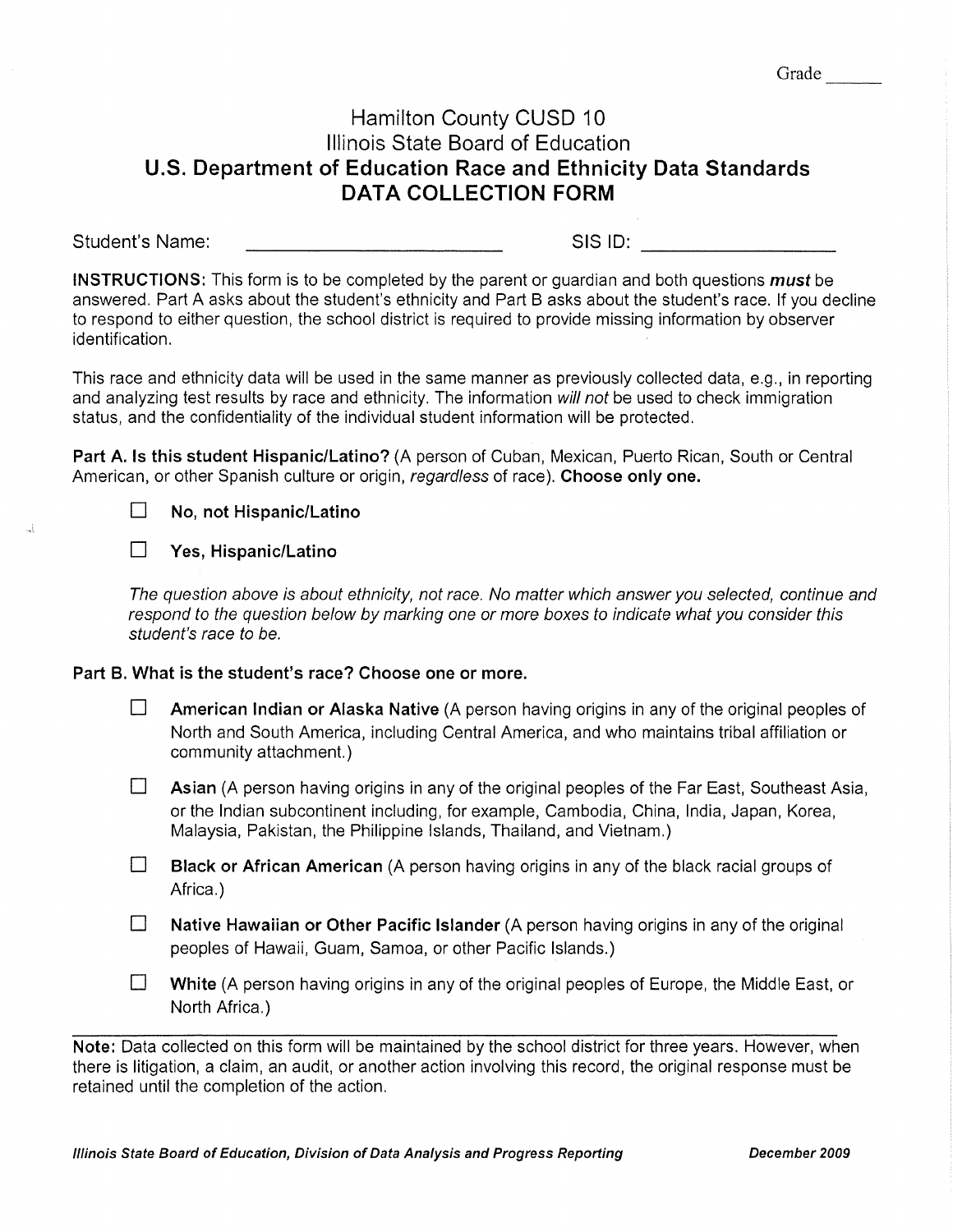Grade ______

# Hamilton County CUSD 10
## Illinois State Board of Education
## U.S. Department of Education Race and Ethnicity Data Standards
## DATA COLLECTION FORM

Student's Name: ________________________ SIS ID: ________________

**INSTRUCTIONS:** This form is to be completed by the parent or guardian and both questions ***must*** be answered. Part A asks about the student's ethnicity and Part B asks about the student's race. If you decline to respond to either question, the school district is required to provide missing information by observer identification.

This race and ethnicity data will be used in the same manner as previously collected data, e.g., in reporting and analyzing test results by race and ethnicity. The information *will not* be used to check immigration status, and the confidentiality of the individual student information will be protected.

**Part A. Is this student Hispanic/Latino?** (A person of Cuban, Mexican, Puerto Rican, South or Central American, or other Spanish culture or origin, *regardless* of race). **Choose only one.**

- ☐ **No, not Hispanic/Latino**
- ☐ **Yes, Hispanic/Latino**

*The question above is about ethnicity, not race. No matter which answer you selected, continue and respond to the question below by marking one or more boxes to indicate what you consider this student's race to be.*

**Part B. What is the student's race? Choose one or more.**

- ☐ **American Indian or Alaska Native** (A person having origins in any of the original peoples of North and South America, including Central America, and who maintains tribal affiliation or community attachment.)
- ☐ **Asian** (A person having origins in any of the original peoples of the Far East, Southeast Asia, or the Indian subcontinent including, for example, Cambodia, China, India, Japan, Korea, Malaysia, Pakistan, the Philippine Islands, Thailand, and Vietnam.)
- ☐ **Black or African American** (A person having origins in any of the black racial groups of Africa.)
- ☐ **Native Hawaiian or Other Pacific Islander** (A person having origins in any of the original peoples of Hawaii, Guam, Samoa, or other Pacific Islands.)
- ☐ **White** (A person having origins in any of the original peoples of Europe, the Middle East, or North Africa.)

---

**Note:** Data collected on this form will be maintained by the school district for three years. However, when there is litigation, a claim, an audit, or another action involving this record, the original response must be retained until the completion of the action.

***Illinois State Board of Education, Division of Data Analysis and Progress Reporting*** ***December 2009***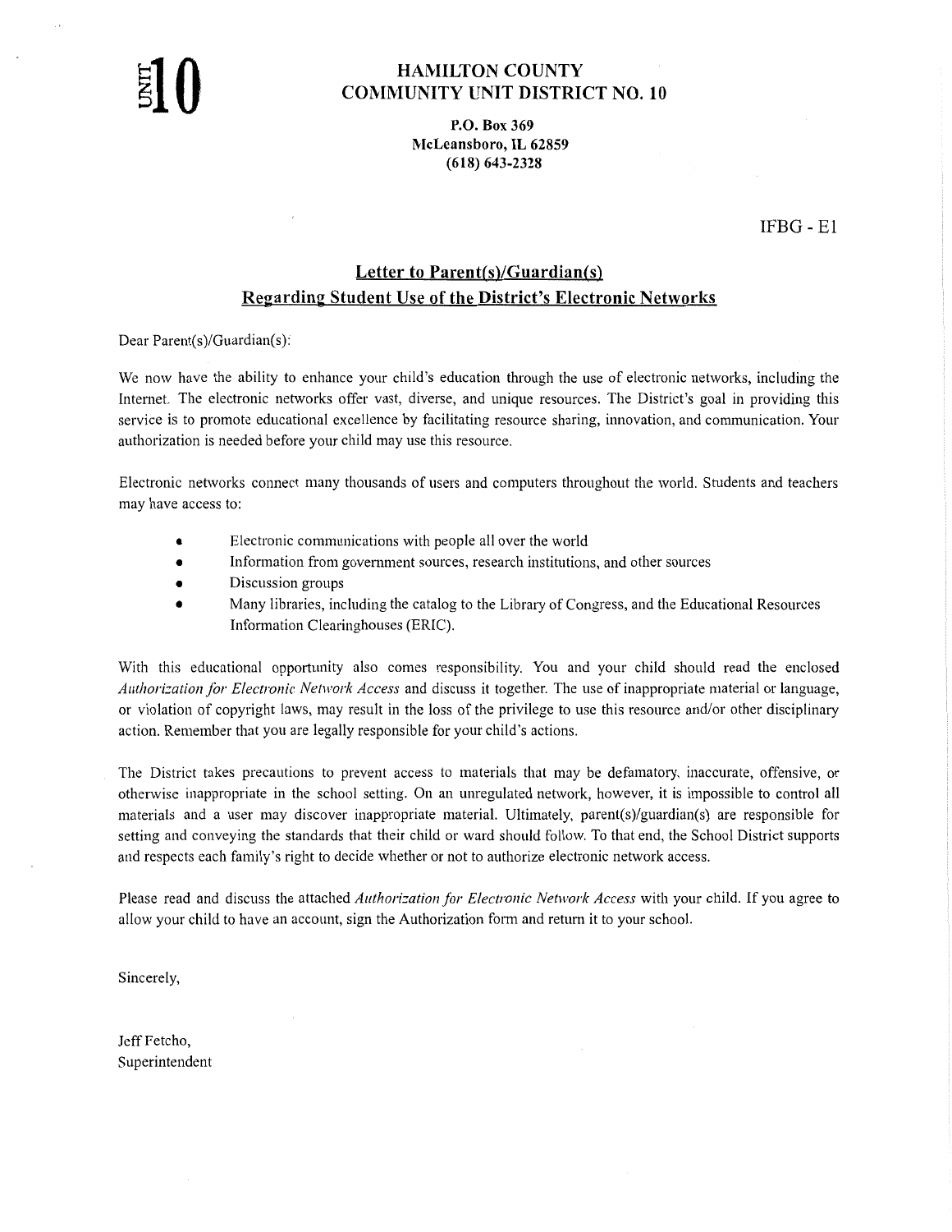UNIT 10

**HAMILTON COUNTY**
**COMMUNITY UNIT DISTRICT NO. 10**

**P.O. Box 369**
**McLeansboro, IL 62859**
**(618) 643-2328**

IFBG - E1

## Letter to Parent(s)/Guardian(s) Regarding Student Use of the District's Electronic Networks

Dear Parent(s)/Guardian(s):

We now have the ability to enhance your child's education through the use of electronic networks, including the Internet. The electronic networks offer vast, diverse, and unique resources. The District's goal in providing this service is to promote educational excellence by facilitating resource sharing, innovation, and communication. Your authorization is needed before your child may use this resource.

Electronic networks connect many thousands of users and computers throughout the world. Students and teachers may have access to:

- Electronic communications with people all over the world
- Information from government sources, research institutions, and other sources
- Discussion groups
- Many libraries, including the catalog to the Library of Congress, and the Educational Resources Information Clearinghouses (ERIC).

With this educational opportunity also comes responsibility. You and your child should read the enclosed *Authorization for Electronic Network Access* and discuss it together. The use of inappropriate material or language, or violation of copyright laws, may result in the loss of the privilege to use this resource and/or other disciplinary action. Remember that you are legally responsible for your child's actions.

The District takes precautions to prevent access to materials that may be defamatory, inaccurate, offensive, or otherwise inappropriate in the school setting. On an unregulated network, however, it is impossible to control all materials and a user may discover inappropriate material. Ultimately, parent(s)/guardian(s) are responsible for setting and conveying the standards that their child or ward should follow. To that end, the School District supports and respects each family's right to decide whether or not to authorize electronic network access.

Please read and discuss the attached *Authorization for Electronic Network Access* with your child. If you agree to allow your child to have an account, sign the Authorization form and return it to your school.

Sincerely,

Jeff Fetcho,
Superintendent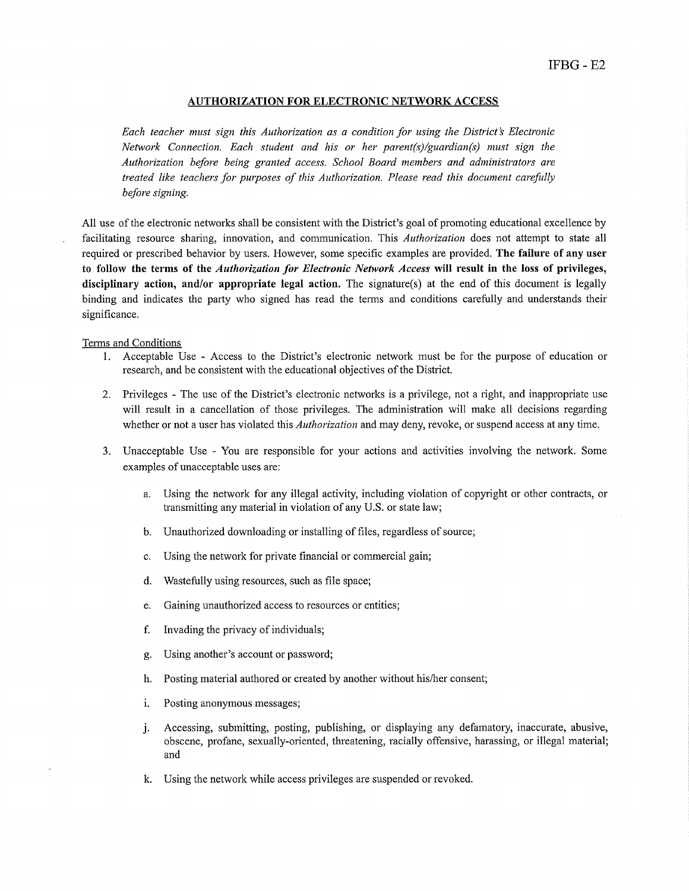IFBG - E2

## AUTHORIZATION FOR ELECTRONIC NETWORK ACCESS

*Each teacher must sign this Authorization as a condition for using the District's Electronic Network Connection. Each student and his or her parent(s)/guardian(s) must sign the Authorization before being granted access. School Board members and administrators are treated like teachers for purposes of this Authorization. Please read this document carefully before signing.*

All use of the electronic networks shall be consistent with the District's goal of promoting educational excellence by facilitating resource sharing, innovation, and communication. This *Authorization* does not attempt to state all required or prescribed behavior by users. However, some specific examples are provided. **The failure of any user to follow the terms of the *Authorization for Electronic Network Access* will result in the loss of privileges, disciplinary action, and/or appropriate legal action.** The signature(s) at the end of this document is legally binding and indicates the party who signed has read the terms and conditions carefully and understands their significance.

Terms and Conditions

1. Acceptable Use - Access to the District's electronic network must be for the purpose of education or research, and be consistent with the educational objectives of the District.

2. Privileges - The use of the District's electronic networks is a privilege, not a right, and inappropriate use will result in a cancellation of those privileges. The administration will make all decisions regarding whether or not a user has violated this *Authorization* and may deny, revoke, or suspend access at any time.

3. Unacceptable Use - You are responsible for your actions and activities involving the network. Some examples of unacceptable uses are:

   a. Using the network for any illegal activity, including violation of copyright or other contracts, or transmitting any material in violation of any U.S. or state law;

   b. Unauthorized downloading or installing of files, regardless of source;

   c. Using the network for private financial or commercial gain;

   d. Wastefully using resources, such as file space;

   e. Gaining unauthorized access to resources or entities;

   f. Invading the privacy of individuals;

   g. Using another's account or password;

   h. Posting material authored or created by another without his/her consent;

   i. Posting anonymous messages;

   j. Accessing, submitting, posting, publishing, or displaying any defamatory, inaccurate, abusive, obscene, profane, sexually-oriented, threatening, racially offensive, harassing, or illegal material; and

   k. Using the network while access privileges are suspended or revoked.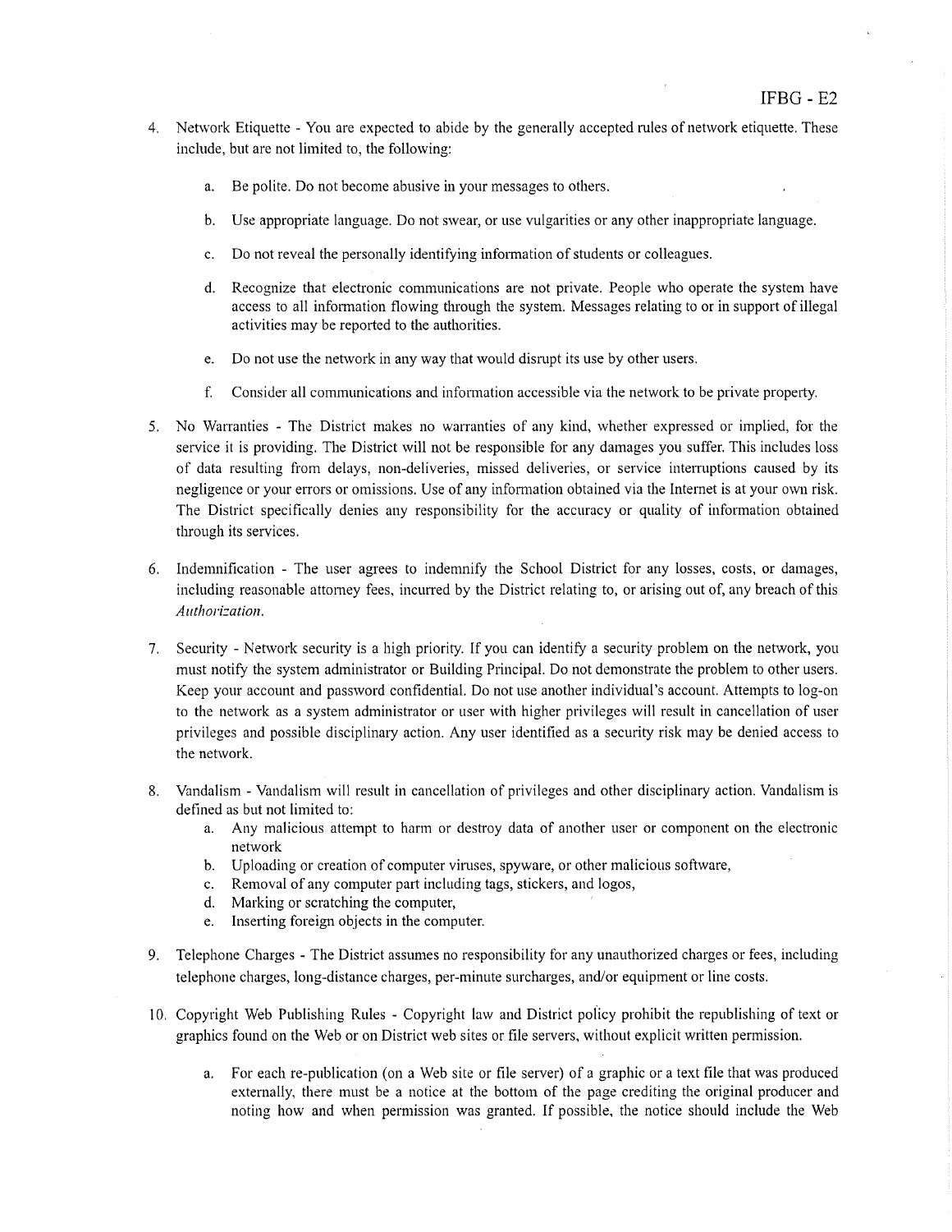4. Network Etiquette - You are expected to abide by the generally accepted rules of network etiquette. These include, but are not limited to, the following:

    a. Be polite. Do not become abusive in your messages to others.

    b. Use appropriate language. Do not swear, or use vulgarities or any other inappropriate language.

    c. Do not reveal the personally identifying information of students or colleagues.

    d. Recognize that electronic communications are not private. People who operate the system have access to all information flowing through the system. Messages relating to or in support of illegal activities may be reported to the authorities.

    e. Do not use the network in any way that would disrupt its use by other users.

    f. Consider all communications and information accessible via the network to be private property.

5. No Warranties - The District makes no warranties of any kind, whether expressed or implied, for the service it is providing. The District will not be responsible for any damages you suffer. This includes loss of data resulting from delays, non-deliveries, missed deliveries, or service interruptions caused by its negligence or your errors or omissions. Use of any information obtained via the Internet is at your own risk. The District specifically denies any responsibility for the accuracy or quality of information obtained through its services.

6. Indemnification - The user agrees to indemnify the School District for any losses, costs, or damages, including reasonable attorney fees, incurred by the District relating to, or arising out of, any breach of this *Authorization*.

7. Security - Network security is a high priority. If you can identify a security problem on the network, you must notify the system administrator or Building Principal. Do not demonstrate the problem to other users. Keep your account and password confidential. Do not use another individual's account. Attempts to log-on to the network as a system administrator or user with higher privileges will result in cancellation of user privileges and possible disciplinary action. Any user identified as a security risk may be denied access to the network.

8. Vandalism - Vandalism will result in cancellation of privileges and other disciplinary action. Vandalism is defined as but not limited to:
    a. Any malicious attempt to harm or destroy data of another user or component on the electronic network
    b. Uploading or creation of computer viruses, spyware, or other malicious software,
    c. Removal of any computer part including tags, stickers, and logos,
    d. Marking or scratching the computer,
    e. Inserting foreign objects in the computer.

9. Telephone Charges - The District assumes no responsibility for any unauthorized charges or fees, including telephone charges, long-distance charges, per-minute surcharges, and/or equipment or line costs.

10. Copyright Web Publishing Rules - Copyright law and District policy prohibit the republishing of text or graphics found on the Web or on District web sites or file servers, without explicit written permission.

    a. For each re-publication (on a Web site or file server) of a graphic or a text file that was produced externally, there must be a notice at the bottom of the page crediting the original producer and noting how and when permission was granted. If possible, the notice should include the Web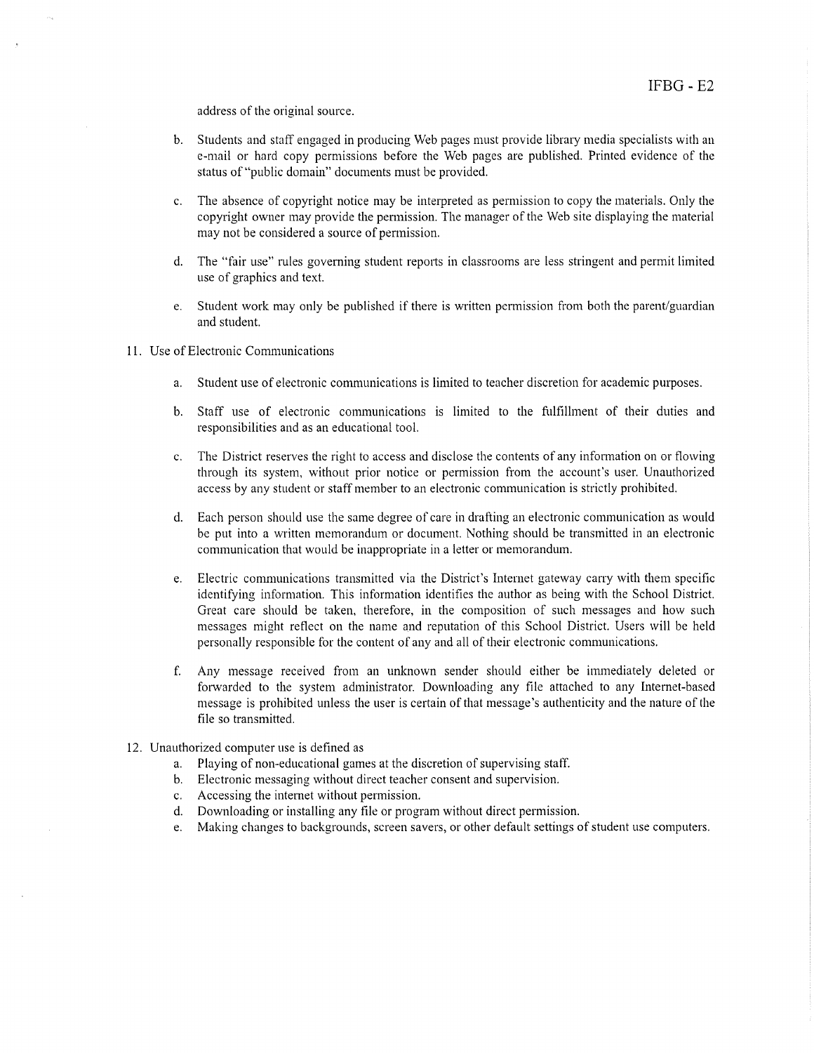address of the original source.

b. Students and staff engaged in producing Web pages must provide library media specialists with an e-mail or hard copy permissions before the Web pages are published. Printed evidence of the status of "public domain" documents must be provided.

c. The absence of copyright notice may be interpreted as permission to copy the materials. Only the copyright owner may provide the permission. The manager of the Web site displaying the material may not be considered a source of permission.

d. The "fair use" rules governing student reports in classrooms are less stringent and permit limited use of graphics and text.

e. Student work may only be published if there is written permission from both the parent/guardian and student.

11. Use of Electronic Communications

   a. Student use of electronic communications is limited to teacher discretion for academic purposes.

   b. Staff use of electronic communications is limited to the fulfillment of their duties and responsibilities and as an educational tool.

   c. The District reserves the right to access and disclose the contents of any information on or flowing through its system, without prior notice or permission from the account's user. Unauthorized access by any student or staff member to an electronic communication is strictly prohibited.

   d. Each person should use the same degree of care in drafting an electronic communication as would be put into a written memorandum or document. Nothing should be transmitted in an electronic communication that would be inappropriate in a letter or memorandum.

   e. Electric communications transmitted via the District's Internet gateway carry with them specific identifying information. This information identifies the author as being with the School District. Great care should be taken, therefore, in the composition of such messages and how such messages might reflect on the name and reputation of this School District. Users will be held personally responsible for the content of any and all of their electronic communications.

   f. Any message received from an unknown sender should either be immediately deleted or forwarded to the system administrator. Downloading any file attached to any Internet-based message is prohibited unless the user is certain of that message's authenticity and the nature of the file so transmitted.

12. Unauthorized computer use is defined as

   a. Playing of non-educational games at the discretion of supervising staff.
   b. Electronic messaging without direct teacher consent and supervision.
   c. Accessing the internet without permission.
   d. Downloading or installing any file or program without direct permission.
   e. Making changes to backgrounds, screen savers, or other default settings of student use computers.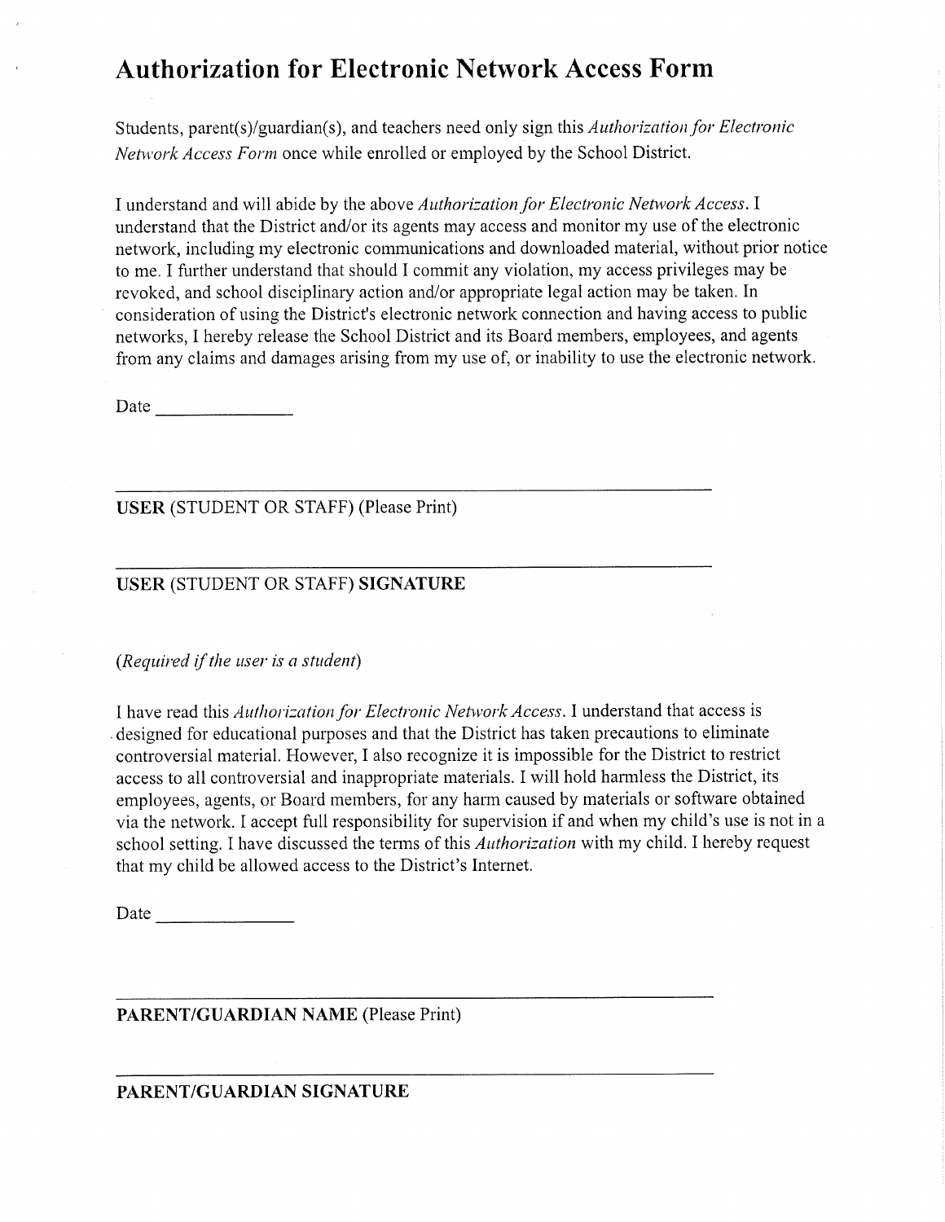# Authorization for Electronic Network Access Form

Students, parent(s)/guardian(s), and teachers need only sign this *Authorization for Electronic Network Access Form* once while enrolled or employed by the School District.

I understand and will abide by the above *Authorization for Electronic Network Access*. I understand that the District and/or its agents may access and monitor my use of the electronic network, including my electronic communications and downloaded material, without prior notice to me. I further understand that should I commit any violation, my access privileges may be revoked, and school disciplinary action and/or appropriate legal action may be taken. In consideration of using the District's electronic network connection and having access to public networks, I hereby release the School District and its Board members, employees, and agents from any claims and damages arising from my use of, or inability to use the electronic network.

Date _______________

_______________________________________________

**USER** (STUDENT OR STAFF) (Please Print)

_______________________________________________

**USER** (STUDENT OR STAFF) **SIGNATURE**

*(Required if the user is a student)*

I have read this *Authorization for Electronic Network Access*. I understand that access is designed for educational purposes and that the District has taken precautions to eliminate controversial material. However, I also recognize it is impossible for the District to restrict access to all controversial and inappropriate materials. I will hold harmless the District, its employees, agents, or Board members, for any harm caused by materials or software obtained via the network. I accept full responsibility for supervision if and when my child's use is not in a school setting. I have discussed the terms of this *Authorization* with my child. I hereby request that my child be allowed access to the District's Internet.

Date _______________

_______________________________________________

**PARENT/GUARDIAN NAME** (Please Print)

_______________________________________________

**PARENT/GUARDIAN SIGNATURE**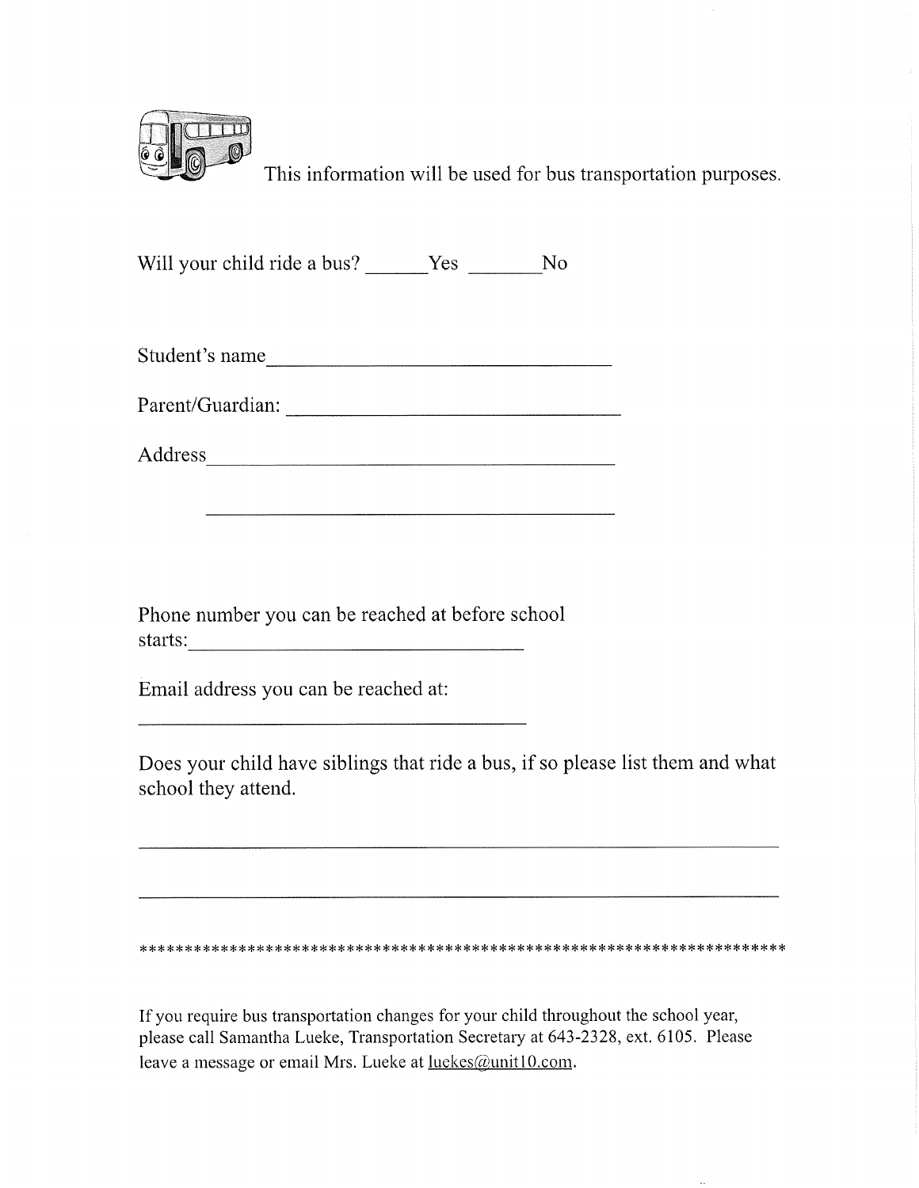This information will be used for bus transportation purposes.

Will your child ride a bus? ______Yes _______No

Student's name_________________________________

Parent/Guardian: _______________________________

Address_______________________________________

_______________________________________

Phone number you can be reached at before school starts:_________________________________

Email address you can be reached at:

______________________________________

Does your child have siblings that ride a bus, if so please list them and what school they attend.

_____________________________________________________________

_____________________________________________________________

*************************************************************************

If you require bus transportation changes for your child throughout the school year, please call Samantha Lueke, Transportation Secretary at 643-2328, ext. 6105. Please leave a message or email Mrs. Lueke at luekes@unit10.com.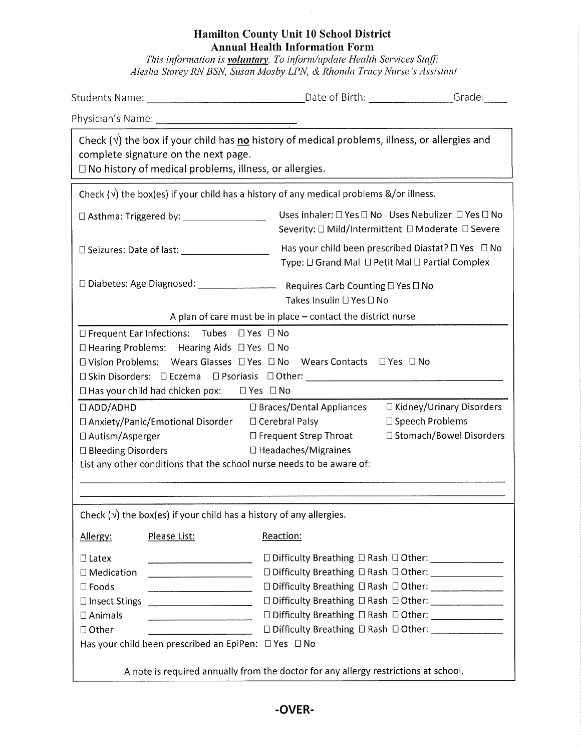# Hamilton County Unit 10 School District
## Annual Health Information Form

*This information is **voluntary**. To inform/update Health Services Staff: Alesha Storey RN BSN, Susan Mosby LPN, & Rhonda Tracy Nurse's Assistant*

Students Name: ______________________________ Date of Birth: _______________ Grade: ____

Physician's Name: ___________________________

Check (√) the box if your child has **no** history of medical problems, illness, or allergies and complete signature on the next page.

☐ No history of medical problems, illness, or allergies.

---

Check (√) the box(es) if your child has a history of any medical problems &/or illness.

☐ Asthma: Triggered by: _________________ Uses inhaler: ☐ Yes ☐ No Uses Nebulizer ☐ Yes ☐ No
Severity: ☐ Mild/Intermittent ☐ Moderate ☐ Severe

☐ Seizures: Date of last: _________________ Has your child been prescribed Diastat? ☐ Yes ☐ No
Type: ☐ Grand Mal ☐ Petit Mal ☐ Partial Complex

☐ Diabetes: Age Diagnosed: _________________ Requires Carb Counting ☐ Yes ☐ No
Takes Insulin ☐ Yes ☐ No

A plan of care must be in place – contact the district nurse

☐ Frequent Ear Infections: Tubes ☐ Yes ☐ No
☐ Hearing Problems: Hearing Aids ☐ Yes ☐ No
☐ Vision Problems: Wears Glasses ☐ Yes ☐ No Wears Contacts ☐ Yes ☐ No
☐ Skin Disorders: ☐ Eczema ☐ Psoriasis ☐ Other: ___________________________________
☐ Has your child had chicken pox: ☐ Yes ☐ No

☐ ADD/ADHD
☐ Anxiety/Panic/Emotional Disorder
☐ Autism/Asperger
☐ Bleeding Disorders
☐ Braces/Dental Appliances
☐ Cerebral Palsy
☐ Frequent Strep Throat
☐ Headaches/Migraines
☐ Kidney/Urinary Disorders
☐ Speech Problems
☐ Stomach/Bowel Disorders

List any other conditions that the school nurse needs to be aware of:

_____________________________________________________________________________

_____________________________________________________________________________

---

Check (√) the box(es) if your child has a history of any allergies.

| Allergy: | Please List: | Reaction: |
|---|---|---|
| ☐ Latex | ____________________ | ☐ Difficulty Breathing ☐ Rash ☐ Other: ______________ |
| ☐ Medication | ____________________ | ☐ Difficulty Breathing ☐ Rash ☐ Other: ______________ |
| ☐ Foods | ____________________ | ☐ Difficulty Breathing ☐ Rash ☐ Other: ______________ |
| ☐ Insect Stings | ____________________ | ☐ Difficulty Breathing ☐ Rash ☐ Other: ______________ |
| ☐ Animals | ____________________ | ☐ Difficulty Breathing ☐ Rash ☐ Other: ______________ |
| ☐ Other | ____________________ | ☐ Difficulty Breathing ☐ Rash ☐ Other: ______________ |

Has your child been prescribed an EpiPen: ☐ Yes ☐ No

A note is required annually from the doctor for any allergy restrictions at school.

**-OVER-**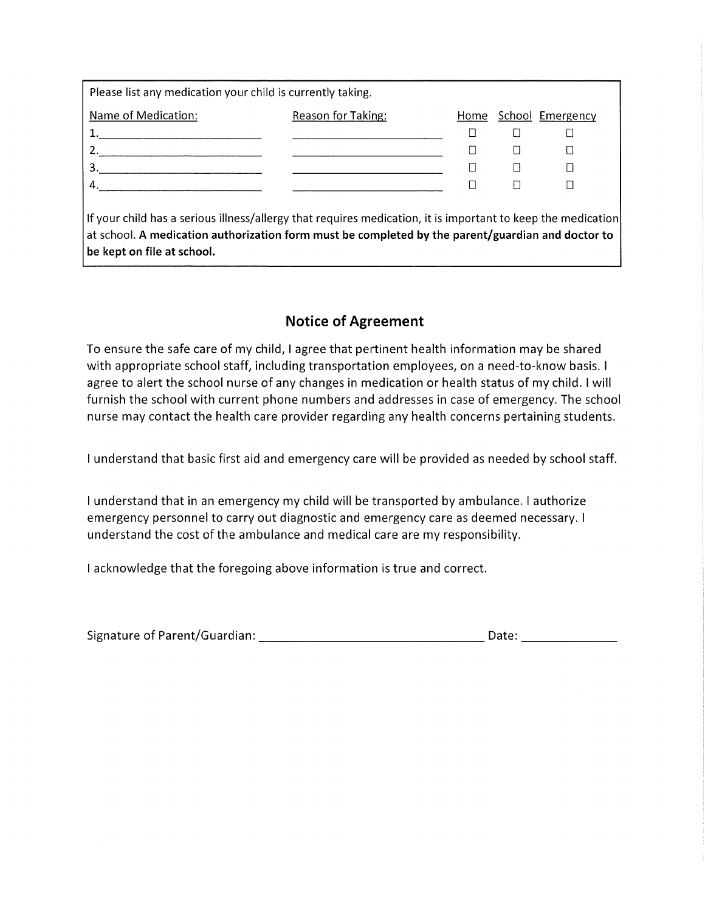Please list any medication your child is currently taking.

| Name of Medication: | Reason for Taking: | Home | School | Emergency |
| --- | --- | --- | --- | --- |
| 1.\_\_\_\_\_\_\_\_\_\_\_\_\_\_\_\_\_\_\_\_ | \_\_\_\_\_\_\_\_\_\_\_\_\_\_\_\_\_\_\_\_ | ☐ | ☐ | ☐ |
| 2.\_\_\_\_\_\_\_\_\_\_\_\_\_\_\_\_\_\_\_\_ | \_\_\_\_\_\_\_\_\_\_\_\_\_\_\_\_\_\_\_\_ | ☐ | ☐ | ☐ |
| 3.\_\_\_\_\_\_\_\_\_\_\_\_\_\_\_\_\_\_\_\_ | \_\_\_\_\_\_\_\_\_\_\_\_\_\_\_\_\_\_\_\_ | ☐ | ☐ | ☐ |
| 4.\_\_\_\_\_\_\_\_\_\_\_\_\_\_\_\_\_\_\_\_ | \_\_\_\_\_\_\_\_\_\_\_\_\_\_\_\_\_\_\_\_ | ☐ | ☐ | ☐ |

If your child has a serious illness/allergy that requires medication, it is important to keep the medication at school. **A medication authorization form must be completed by the parent/guardian and doctor to be kept on file at school.**

## Notice of Agreement

To ensure the safe care of my child, I agree that pertinent health information may be shared with appropriate school staff, including transportation employees, on a need-to-know basis. I agree to alert the school nurse of any changes in medication or health status of my child. I will furnish the school with current phone numbers and addresses in case of emergency. The school nurse may contact the health care provider regarding any health concerns pertaining students.

I understand that basic first aid and emergency care will be provided as needed by school staff.

I understand that in an emergency my child will be transported by ambulance. I authorize emergency personnel to carry out diagnostic and emergency care as deemed necessary. I understand the cost of the ambulance and medical care are my responsibility.

I acknowledge that the foregoing above information is true and correct.

Signature of Parent/Guardian: \_\_\_\_\_\_\_\_\_\_\_\_\_\_\_\_\_\_\_\_\_\_\_\_\_\_\_\_\_\_\_\_ Date: \_\_\_\_\_\_\_\_\_\_\_\_\_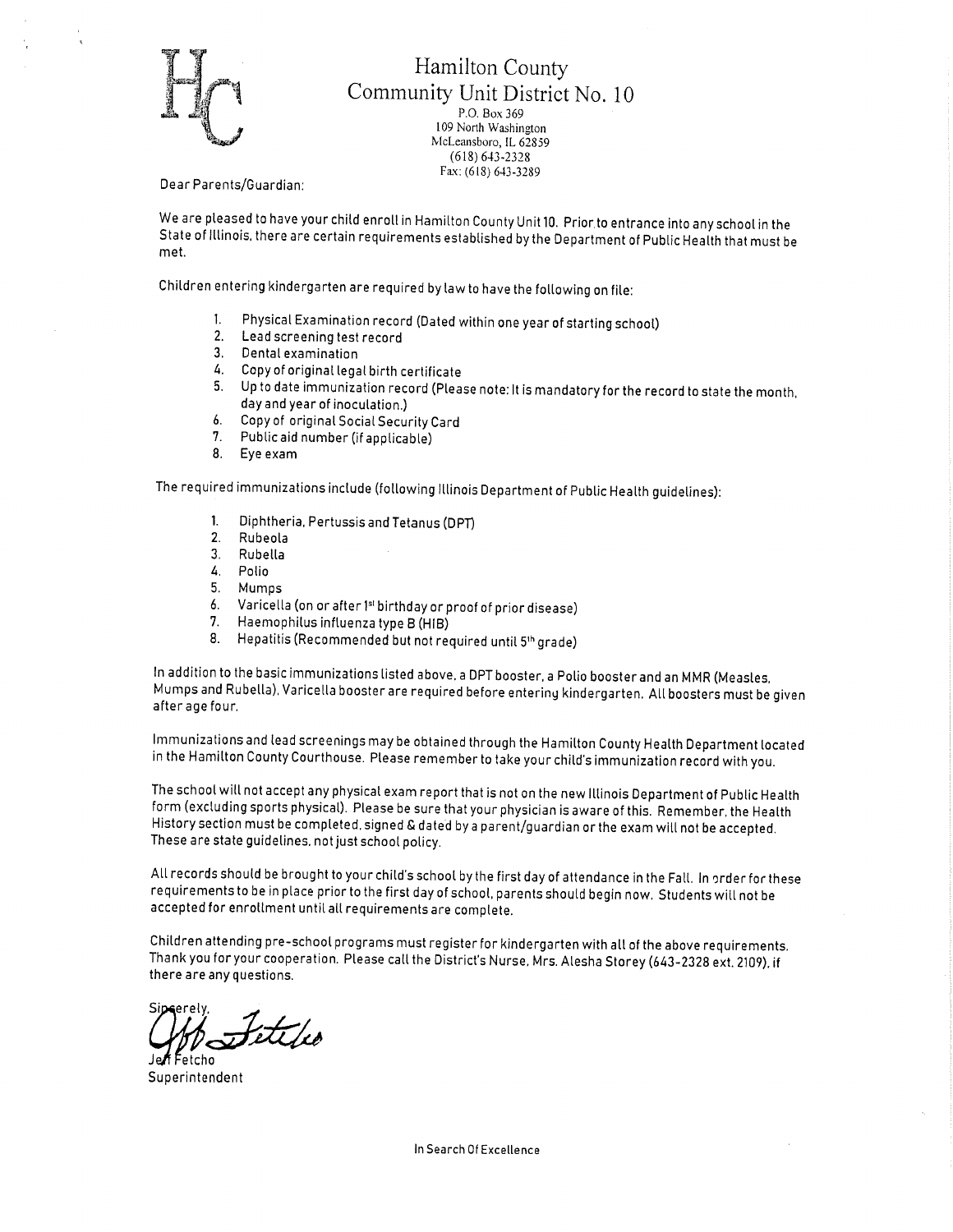# Hamilton County Community Unit District No. 10

P.O. Box 369
109 North Washington
McLeansboro, IL 62859
(618) 643-2328
Fax: (618) 643-3289

Dear Parents/Guardian:

We are pleased to have your child enroll in Hamilton County Unit 10. Prior to entrance into any school in the State of Illinois, there are certain requirements established by the Department of Public Health that must be met.

Children entering kindergarten are required by law to have the following on file:

1. Physical Examination record (Dated within one year of starting school)
2. Lead screening test record
3. Dental examination
4. Copy of original legal birth certificate
5. Up to date immunization record (Please note: It is mandatory for the record to state the month, day and year of inoculation.)
6. Copy of original Social Security Card
7. Public aid number (if applicable)
8. Eye exam

The required immunizations include (following Illinois Department of Public Health guidelines):

1. Diphtheria, Pertussis and Tetanus (DPT)
2. Rubeola
3. Rubella
4. Polio
5. Mumps
6. Varicella (on or after 1st birthday or proof of prior disease)
7. Haemophilus influenza type B (HIB)
8. Hepatitis (Recommended but not required until 5th grade)

In addition to the basic immunizations listed above, a DPT booster, a Polio booster and an MMR (Measles, Mumps and Rubella), Varicella booster are required before entering kindergarten. All boosters must be given after age four.

Immunizations and lead screenings may be obtained through the Hamilton County Health Department located in the Hamilton County Courthouse. Please remember to take your child's immunization record with you.

The school will not accept any physical exam report that is not on the new Illinois Department of Public Health form (excluding sports physical). Please be sure that your physician is aware of this. Remember, the Health History section must be completed, signed & dated by a parent/guardian or the exam will not be accepted. These are state guidelines, not just school policy.

All records should be brought to your child's school by the first day of attendance in the Fall. In order for these requirements to be in place prior to the first day of school, parents should begin now. Students will not be accepted for enrollment until all requirements are complete.

Children attending pre-school programs must register for kindergarten with all of the above requirements. Thank you for your cooperation. Please call the District's Nurse, Mrs. Alesha Storey (643-2328 ext. 2109), if there are any questions.

Sincerely,

Jeff Fetcho
Superintendent

In Search Of Excellence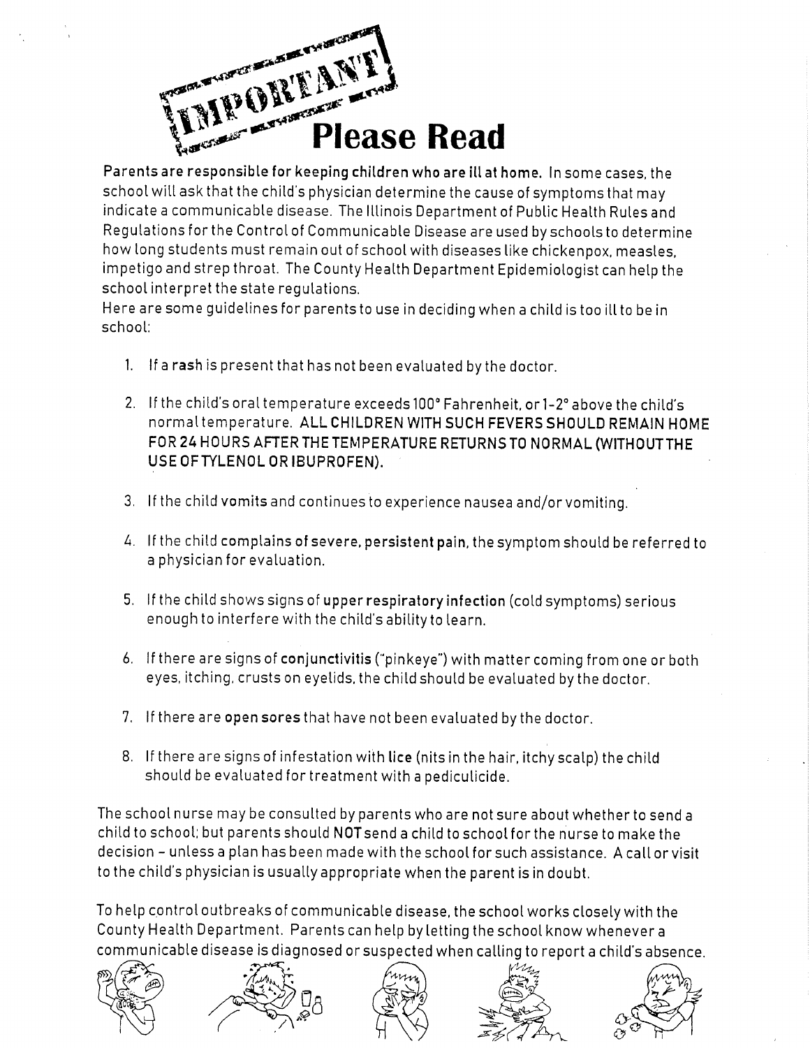IMPORTANT

# Please Read

**Parents are responsible for keeping children who are ill at home.** In some cases, the school will ask that the child's physician determine the cause of symptoms that may indicate a communicable disease. The Illinois Department of Public Health Rules and Regulations for the Control of Communicable Disease are used by schools to determine how long students must remain out of school with diseases like chickenpox, measles, impetigo and strep throat. The County Health Department Epidemiologist can help the school interpret the state regulations.

Here are some guidelines for parents to use in deciding when a child is too ill to be in school:

1. If a **rash** is present that has not been evaluated by the doctor.
2. If the child's oral temperature exceeds 100° Fahrenheit, or 1-2° above the child's normal temperature. **ALL CHILDREN WITH SUCH FEVERS SHOULD REMAIN HOME FOR 24 HOURS AFTER THE TEMPERATURE RETURNS TO NORMAL (WITHOUT THE USE OF TYLENOL OR IBUPROFEN).**
3. If the child **vomits** and continues to experience nausea and/or vomiting.
4. If the child **complains of severe, persistent pain**, the symptom should be referred to a physician for evaluation.
5. If the child shows signs of **upper respiratory infection** (cold symptoms) serious enough to interfere with the child's ability to learn.
6. If there are signs of **conjunctivitis** ("pinkeye") with matter coming from one or both eyes, itching, crusts on eyelids, the child should be evaluated by the doctor.
7. If there are **open sores** that have not been evaluated by the doctor.
8. If there are signs of infestation with **lice** (nits in the hair, itchy scalp) the child should be evaluated for treatment with a pediculicide.

The school nurse may be consulted by parents who are not sure about whether to send a child to school; but parents should **NOT** send a child to school for the nurse to make the decision – unless a plan has been made with the school for such assistance. A call or visit to the child's physician is usually appropriate when the parent is in doubt.

To help control outbreaks of communicable disease, the school works closely with the County Health Department. Parents can help by letting the school know whenever a communicable disease is diagnosed or suspected when calling to report a child's absence.